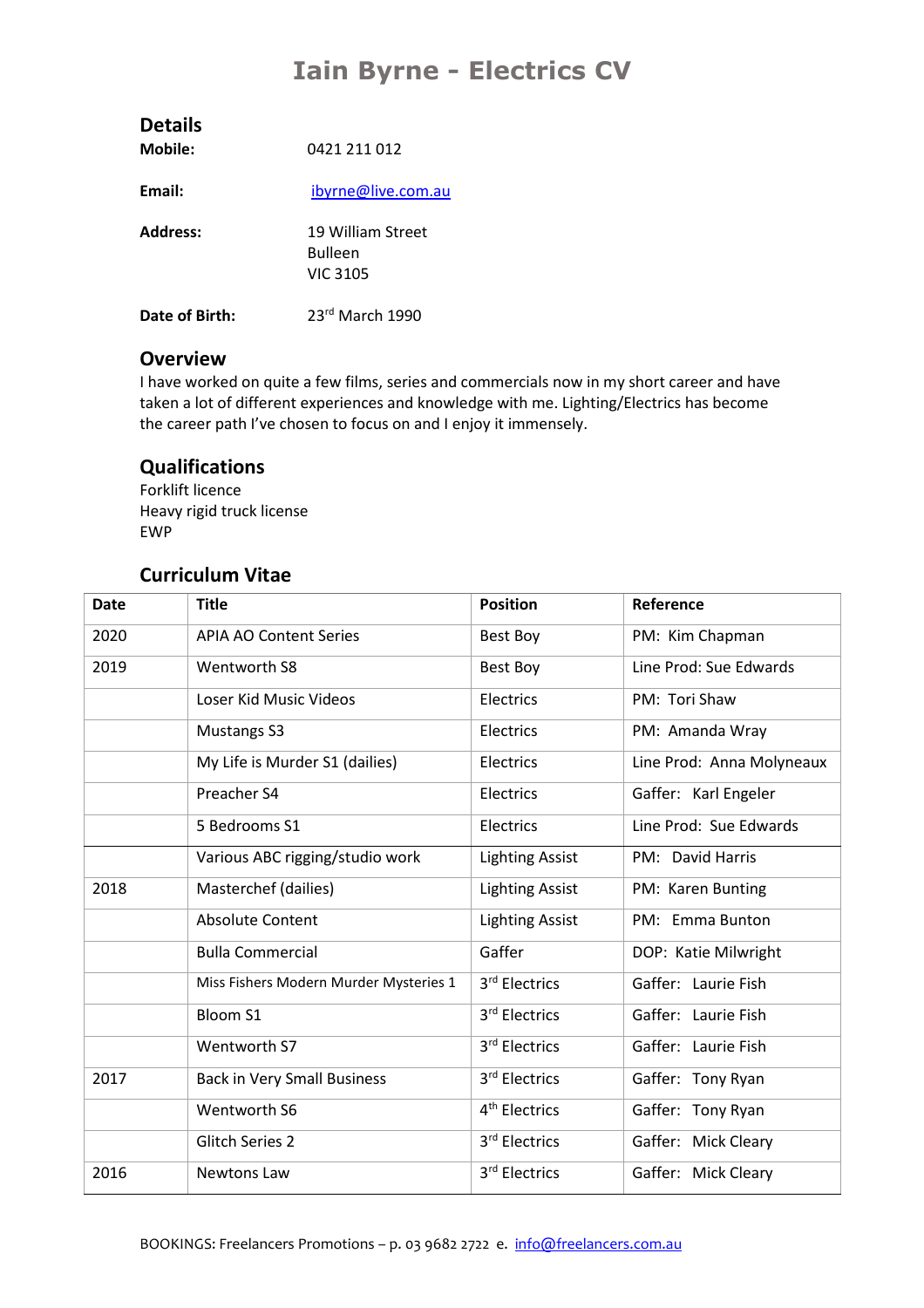# Iain Byrne - Electrics CV

## Details

**Mobile:** 0421 211 012

**Email:** ibyrne@live.com.au

**Address:** 19 William Street
Bulleen
VIC 3105

**Date of Birth:** 23rd March 1990

## Overview

I have worked on quite a few films, series and commercials now in my short career and have taken a lot of different experiences and knowledge with me. Lighting/Electrics has become the career path I've chosen to focus on and I enjoy it immensely.

## Qualifications

Forklift licence
Heavy rigid truck license
EWP

## Curriculum Vitae

| Date | Title | Position | Reference |
|---|---|---|---|
| 2020 | APIA AO Content Series | Best Boy | PM: Kim Chapman |
| 2019 | Wentworth S8 | Best Boy | Line Prod: Sue Edwards |
| | Loser Kid Music Videos | Electrics | PM: Tori Shaw |
| | Mustangs S3 | Electrics | PM: Amanda Wray |
| | My Life is Murder S1 (dailies) | Electrics | Line Prod: Anna Molyneaux |
| | Preacher S4 | Electrics | Gaffer: Karl Engeler |
| | 5 Bedrooms S1 | Electrics | Line Prod: Sue Edwards |
| | Various ABC rigging/studio work | Lighting Assist | PM: David Harris |
| 2018 | Masterchef (dailies) | Lighting Assist | PM: Karen Bunting |
| | Absolute Content | Lighting Assist | PM: Emma Bunton |
| | Bulla Commercial | Gaffer | DOP: Katie Milwright |
| | Miss Fishers Modern Murder Mysteries 1 | 3rd Electrics | Gaffer: Laurie Fish |
| | Bloom S1 | 3rd Electrics | Gaffer: Laurie Fish |
| | Wentworth S7 | 3rd Electrics | Gaffer: Laurie Fish |
| 2017 | Back in Very Small Business | 3rd Electrics | Gaffer: Tony Ryan |
| | Wentworth S6 | 4th Electrics | Gaffer: Tony Ryan |
| | Glitch Series 2 | 3rd Electrics | Gaffer: Mick Cleary |
| 2016 | Newtons Law | 3rd Electrics | Gaffer: Mick Cleary |

BOOKINGS: Freelancers Promotions – p. 03 9682 2722 e. info@freelancers.com.au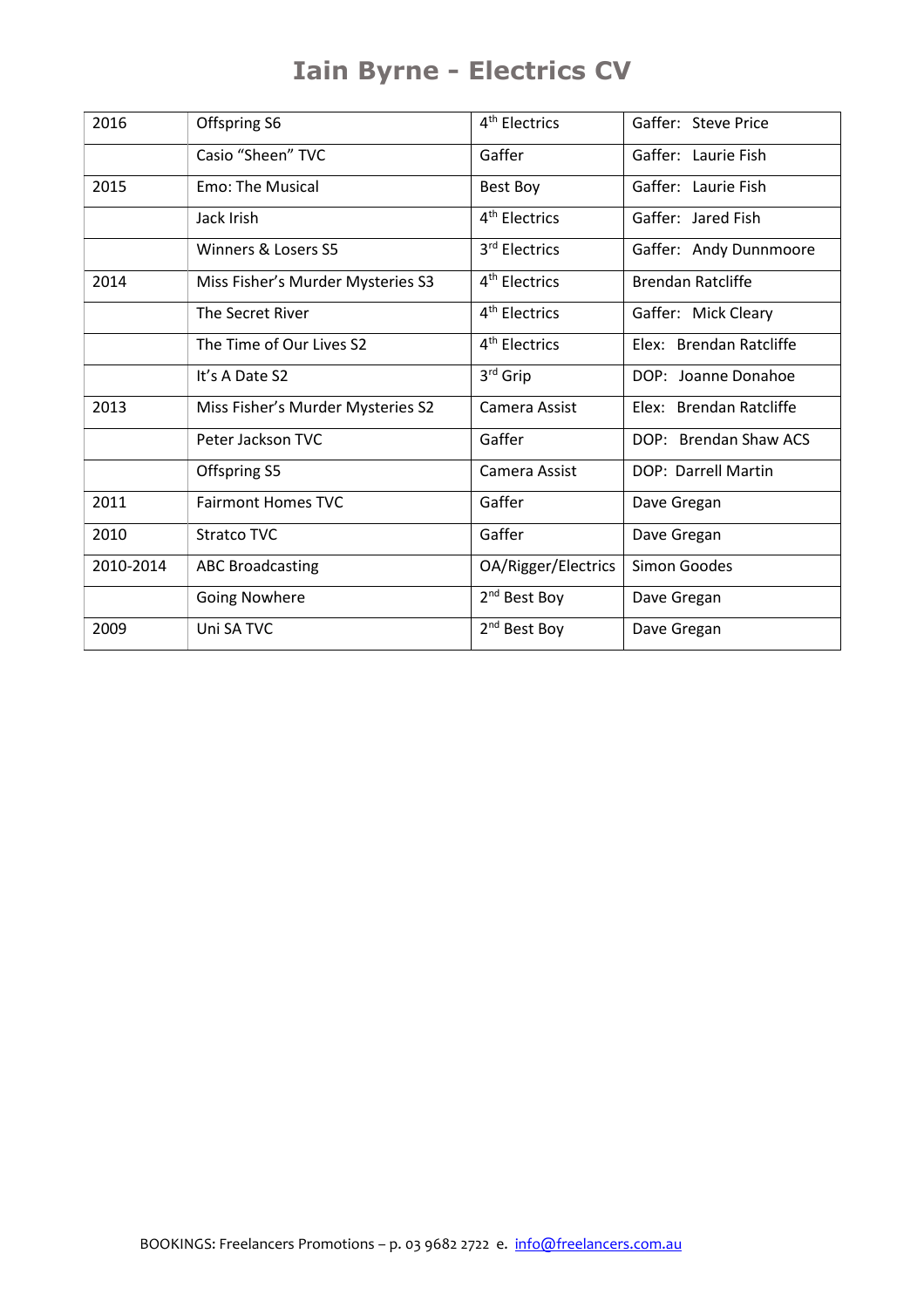# Iain Byrne - Electrics CV

| | | | |
|---|---|---|---|
| 2016 | Offspring S6 | 4th Electrics | Gaffer:  Steve Price |
| | Casio "Sheen" TVC | Gaffer | Gaffer:  Laurie Fish |
| 2015 | Emo: The Musical | Best Boy | Gaffer:  Laurie Fish |
| | Jack Irish | 4th Electrics | Gaffer:  Jared Fish |
| | Winners & Losers S5 | 3rd Electrics | Gaffer:  Andy Dunnmoore |
| 2014 | Miss Fisher's Murder Mysteries S3 | 4th Electrics | Brendan Ratcliffe |
| | The Secret River | 4th Electrics | Gaffer:  Mick Cleary |
| | The Time of Our Lives S2 | 4th Electrics | Elex:  Brendan Ratcliffe |
| | It's A Date S2 | 3rd Grip | DOP:  Joanne Donahoe |
| 2013 | Miss Fisher's Murder Mysteries S2 | Camera Assist | Elex:  Brendan Ratcliffe |
| | Peter Jackson TVC | Gaffer | DOP:  Brendan Shaw ACS |
| | Offspring S5 | Camera Assist | DOP:  Darrell Martin |
| 2011 | Fairmont Homes TVC | Gaffer | Dave Gregan |
| 2010 | Stratco TVC | Gaffer | Dave Gregan |
| 2010-2014 | ABC Broadcasting | OA/Rigger/Electrics | Simon Goodes |
| | Going Nowhere | 2nd Best Boy | Dave Gregan |
| 2009 | Uni SA TVC | 2nd Best Boy | Dave Gregan |

BOOKINGS: Freelancers Promotions – p. 03 9682 2722 e. info@freelancers.com.au